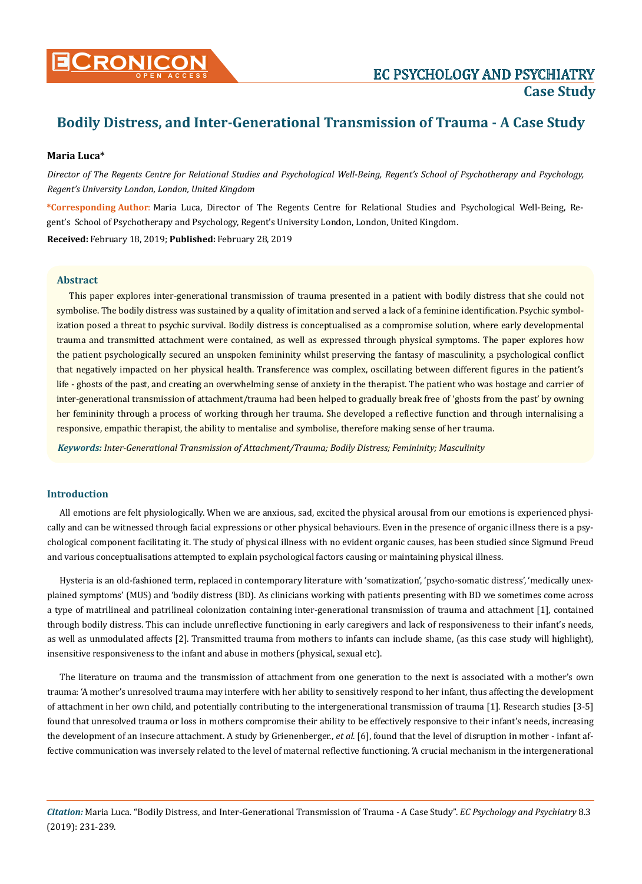# Bodily Distress, and Inter-Generational Transmission of Trauma - A Case Study

**Maria Luca***

*Director of The Regents Centre for Relational Studies and Psychological Well-Being, Regent's School of Psychotherapy and Psychology, Regent's University London, London, United Kingdom*

**\*Corresponding Author**: Maria Luca, Director of The Regents Centre for Relational Studies and Psychological Well-Being, Regent's School of Psychotherapy and Psychology, Regent's University London, London, United Kingdom.

**Received:** February 18, 2019; **Published:** February 28, 2019

## Abstract

This paper explores inter-generational transmission of trauma presented in a patient with bodily distress that she could not symbolise. The bodily distress was sustained by a quality of imitation and served a lack of a feminine identification. Psychic symbolization posed a threat to psychic survival. Bodily distress is conceptualised as a compromise solution, where early developmental trauma and transmitted attachment were contained, as well as expressed through physical symptoms. The paper explores how the patient psychologically secured an unspoken femininity whilst preserving the fantasy of masculinity, a psychological conflict that negatively impacted on her physical health. Transference was complex, oscillating between different figures in the patient's life - ghosts of the past, and creating an overwhelming sense of anxiety in the therapist. The patient who was hostage and carrier of inter-generational transmission of attachment/trauma had been helped to gradually break free of 'ghosts from the past' by owning her femininity through a process of working through her trauma. She developed a reflective function and through internalising a responsive, empathic therapist, the ability to mentalise and symbolise, therefore making sense of her trauma.

***Keywords:*** *Inter-Generational Transmission of Attachment/Trauma; Bodily Distress; Femininity; Masculinity*

## Introduction

All emotions are felt physiologically. When we are anxious, sad, excited the physical arousal from our emotions is experienced physically and can be witnessed through facial expressions or other physical behaviours. Even in the presence of organic illness there is a psychological component facilitating it. The study of physical illness with no evident organic causes, has been studied since Sigmund Freud and various conceptualisations attempted to explain psychological factors causing or maintaining physical illness.

Hysteria is an old-fashioned term, replaced in contemporary literature with 'somatization', 'psycho-somatic distress', 'medically unexplained symptoms' (MUS) and 'bodily distress (BD). As clinicians working with patients presenting with BD we sometimes come across a type of matrilineal and patrilineal colonization containing inter-generational transmission of trauma and attachment [1], contained through bodily distress. This can include unreflective functioning in early caregivers and lack of responsiveness to their infant's needs, as well as unmodulated affects [2]. Transmitted trauma from mothers to infants can include shame, (as this case study will highlight), insensitive responsiveness to the infant and abuse in mothers (physical, sexual etc).

The literature on trauma and the transmission of attachment from one generation to the next is associated with a mother's own trauma: 'A mother's unresolved trauma may interfere with her ability to sensitively respond to her infant, thus affecting the development of attachment in her own child, and potentially contributing to the intergenerational transmission of trauma [1]. Research studies [3-5] found that unresolved trauma or loss in mothers compromise their ability to be effectively responsive to their infant's needs, increasing the development of an insecure attachment. A study by Grienenberger., *et al.* [6], found that the level of disruption in mother - infant affective communication was inversely related to the level of maternal reflective functioning. 'A crucial mechanism in the intergenerational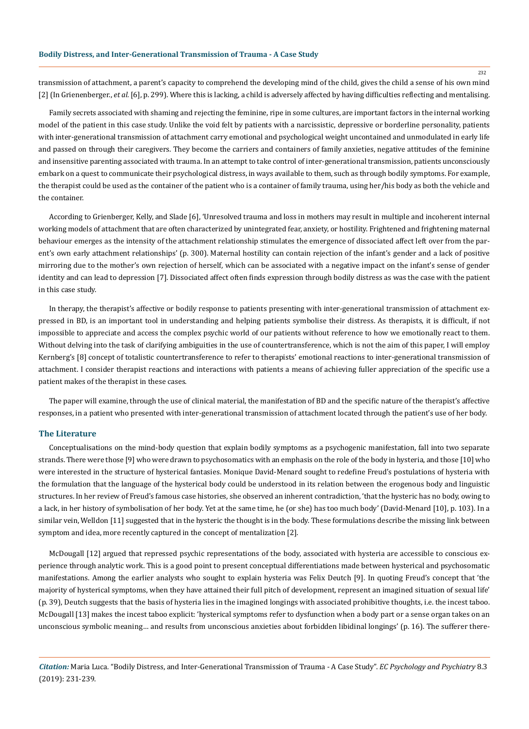transmission of attachment, a parent's capacity to comprehend the developing mind of the child, gives the child a sense of his own mind [2] (In Grienenberger., *et al.* [6], p. 299). Where this is lacking, a child is adversely affected by having difficulties reflecting and mentalising.

Family secrets associated with shaming and rejecting the feminine, ripe in some cultures, are important factors in the internal working model of the patient in this case study. Unlike the void felt by patients with a narcissistic, depressive or borderline personality, patients with inter-generational transmission of attachment carry emotional and psychological weight uncontained and unmodulated in early life and passed on through their caregivers. They become the carriers and containers of family anxieties, negative attitudes of the feminine and insensitive parenting associated with trauma. In an attempt to take control of inter-generational transmission, patients unconsciously embark on a quest to communicate their psychological distress, in ways available to them, such as through bodily symptoms. For example, the therapist could be used as the container of the patient who is a container of family trauma, using her/his body as both the vehicle and the container.

According to Grienberger, Kelly, and Slade [6], 'Unresolved trauma and loss in mothers may result in multiple and incoherent internal working models of attachment that are often characterized by unintegrated fear, anxiety, or hostility. Frightened and frightening maternal behaviour emerges as the intensity of the attachment relationship stimulates the emergence of dissociated affect left over from the parent's own early attachment relationships' (p. 300). Maternal hostility can contain rejection of the infant's gender and a lack of positive mirroring due to the mother's own rejection of herself, which can be associated with a negative impact on the infant's sense of gender identity and can lead to depression [7]. Dissociated affect often finds expression through bodily distress as was the case with the patient in this case study.

In therapy, the therapist's affective or bodily response to patients presenting with inter-generational transmission of attachment expressed in BD, is an important tool in understanding and helping patients symbolise their distress. As therapists, it is difficult, if not impossible to appreciate and access the complex psychic world of our patients without reference to how we emotionally react to them. Without delving into the task of clarifying ambiguities in the use of countertransference, which is not the aim of this paper, I will employ Kernberg's [8] concept of totalistic countertransference to refer to therapists' emotional reactions to inter-generational transmission of attachment. I consider therapist reactions and interactions with patients a means of achieving fuller appreciation of the specific use a patient makes of the therapist in these cases.

The paper will examine, through the use of clinical material, the manifestation of BD and the specific nature of the therapist's affective responses, in a patient who presented with inter-generational transmission of attachment located through the patient's use of her body.

## The Literature

Conceptualisations on the mind-body question that explain bodily symptoms as a psychogenic manifestation, fall into two separate strands. There were those [9] who were drawn to psychosomatics with an emphasis on the role of the body in hysteria, and those [10] who were interested in the structure of hysterical fantasies. Monique David-Menard sought to redefine Freud's postulations of hysteria with the formulation that the language of the hysterical body could be understood in its relation between the erogenous body and linguistic structures. In her review of Freud's famous case histories, she observed an inherent contradiction, 'that the hysteric has no body, owing to a lack, in her history of symbolisation of her body. Yet at the same time, he (or she) has too much body' (David-Menard [10], p. 103). In a similar vein, Welldon [11] suggested that in the hysteric the thought is in the body. These formulations describe the missing link between symptom and idea, more recently captured in the concept of mentalization [2].

McDougall [12] argued that repressed psychic representations of the body, associated with hysteria are accessible to conscious experience through analytic work. This is a good point to present conceptual differentiations made between hysterical and psychosomatic manifestations. Among the earlier analysts who sought to explain hysteria was Felix Deutch [9]. In quoting Freud's concept that 'the majority of hysterical symptoms, when they have attained their full pitch of development, represent an imagined situation of sexual life' (p. 39), Deutch suggests that the basis of hysteria lies in the imagined longings with associated prohibitive thoughts, i.e. the incest taboo. McDougall [13] makes the incest taboo explicit: 'hysterical symptoms refer to dysfunction when a body part or a sense organ takes on an unconscious symbolic meaning… and results from unconscious anxieties about forbidden libidinal longings' (p. 16). The sufferer there-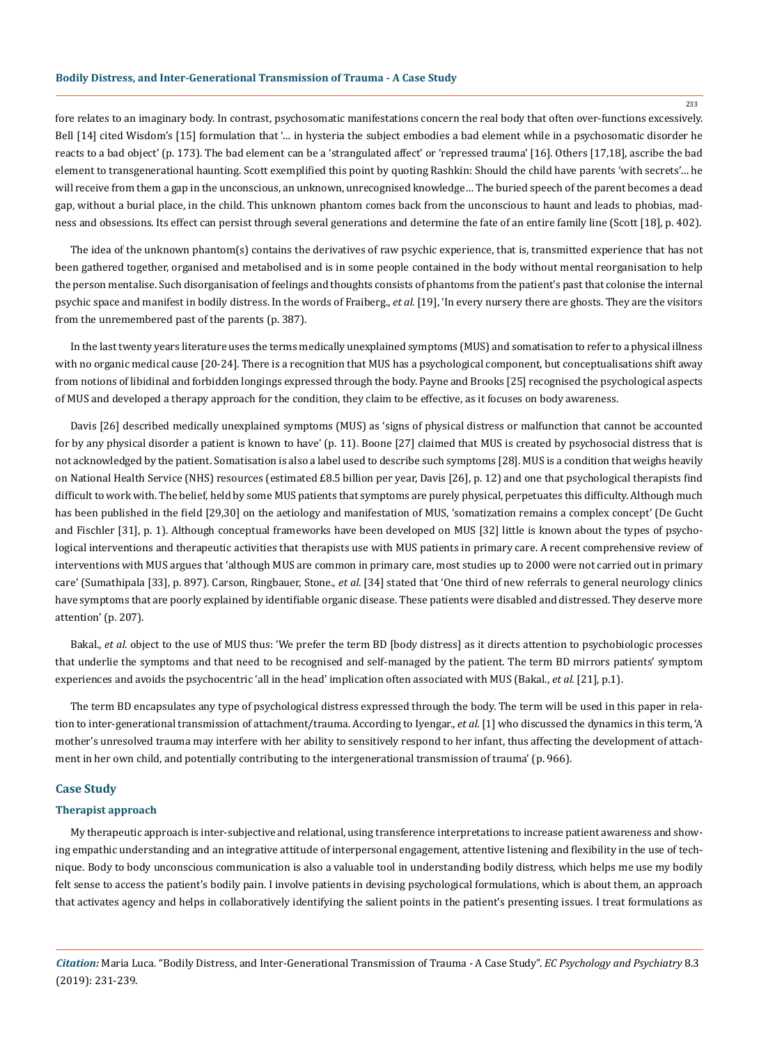fore relates to an imaginary body. In contrast, psychosomatic manifestations concern the real body that often over-functions excessively. Bell [14] cited Wisdom's [15] formulation that '… in hysteria the subject embodies a bad element while in a psychosomatic disorder he reacts to a bad object' (p. 173). The bad element can be a 'strangulated affect' or 'repressed trauma' [16]. Others [17,18], ascribe the bad element to transgenerational haunting. Scott exemplified this point by quoting Rashkin: Should the child have parents 'with secrets'… he will receive from them a gap in the unconscious, an unknown, unrecognised knowledge… The buried speech of the parent becomes a dead gap, without a burial place, in the child. This unknown phantom comes back from the unconscious to haunt and leads to phobias, madness and obsessions. Its effect can persist through several generations and determine the fate of an entire family line (Scott [18], p. 402).

The idea of the unknown phantom(s) contains the derivatives of raw psychic experience, that is, transmitted experience that has not been gathered together, organised and metabolised and is in some people contained in the body without mental reorganisation to help the person mentalise. Such disorganisation of feelings and thoughts consists of phantoms from the patient's past that colonise the internal psychic space and manifest in bodily distress. In the words of Fraiberg., *et al.* [19], 'In every nursery there are ghosts. They are the visitors from the unremembered past of the parents (p. 387).

In the last twenty years literature uses the terms medically unexplained symptoms (MUS) and somatisation to refer to a physical illness with no organic medical cause [20-24]. There is a recognition that MUS has a psychological component, but conceptualisations shift away from notions of libidinal and forbidden longings expressed through the body. Payne and Brooks [25] recognised the psychological aspects of MUS and developed a therapy approach for the condition, they claim to be effective, as it focuses on body awareness.

Davis [26] described medically unexplained symptoms (MUS) as 'signs of physical distress or malfunction that cannot be accounted for by any physical disorder a patient is known to have' (p. 11). Boone [27] claimed that MUS is created by psychosocial distress that is not acknowledged by the patient. Somatisation is also a label used to describe such symptoms [28]. MUS is a condition that weighs heavily on National Health Service (NHS) resources (estimated £8.5 billion per year, Davis [26], p. 12) and one that psychological therapists find difficult to work with. The belief, held by some MUS patients that symptoms are purely physical, perpetuates this difficulty. Although much has been published in the field [29,30] on the aetiology and manifestation of MUS, 'somatization remains a complex concept' (De Gucht and Fischler [31], p. 1). Although conceptual frameworks have been developed on MUS [32] little is known about the types of psychological interventions and therapeutic activities that therapists use with MUS patients in primary care. A recent comprehensive review of interventions with MUS argues that 'although MUS are common in primary care, most studies up to 2000 were not carried out in primary care' (Sumathipala [33], p. 897). Carson, Ringbauer, Stone., *et al.* [34] stated that 'One third of new referrals to general neurology clinics have symptoms that are poorly explained by identifiable organic disease. These patients were disabled and distressed. They deserve more attention' (p. 207).

Bakal., *et al.* object to the use of MUS thus: 'We prefer the term BD [body distress] as it directs attention to psychobiologic processes that underlie the symptoms and that need to be recognised and self-managed by the patient. The term BD mirrors patients' symptom experiences and avoids the psychocentric 'all in the head' implication often associated with MUS (Bakal., *et al.* [21], p.1).

The term BD encapsulates any type of psychological distress expressed through the body. The term will be used in this paper in relation to inter-generational transmission of attachment/trauma. According to Iyengar., *et al.* [1] who discussed the dynamics in this term, 'A mother's unresolved trauma may interfere with her ability to sensitively respond to her infant, thus affecting the development of attachment in her own child, and potentially contributing to the intergenerational transmission of trauma' (p. 966).

## Case Study

### Therapist approach

My therapeutic approach is inter-subjective and relational, using transference interpretations to increase patient awareness and showing empathic understanding and an integrative attitude of interpersonal engagement, attentive listening and flexibility in the use of technique. Body to body unconscious communication is also a valuable tool in understanding bodily distress, which helps me use my bodily felt sense to access the patient's bodily pain. I involve patients in devising psychological formulations, which is about them, an approach that activates agency and helps in collaboratively identifying the salient points in the patient's presenting issues. I treat formulations as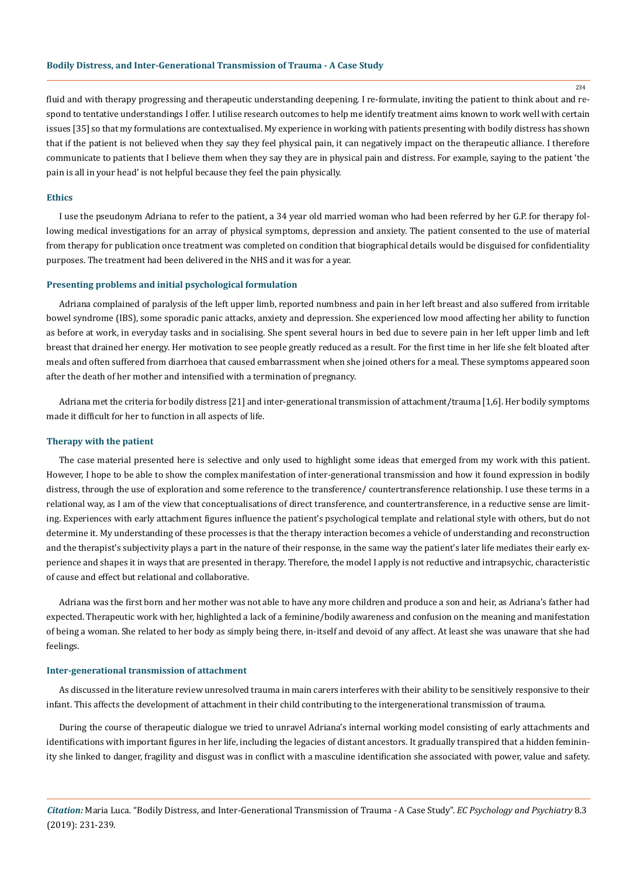fluid and with therapy progressing and therapeutic understanding deepening. I re-formulate, inviting the patient to think about and respond to tentative understandings I offer. I utilise research outcomes to help me identify treatment aims known to work well with certain issues [35] so that my formulations are contextualised. My experience in working with patients presenting with bodily distress has shown that if the patient is not believed when they say they feel physical pain, it can negatively impact on the therapeutic alliance. I therefore communicate to patients that I believe them when they say they are in physical pain and distress. For example, saying to the patient 'the pain is all in your head' is not helpful because they feel the pain physically.

### Ethics

I use the pseudonym Adriana to refer to the patient, a 34 year old married woman who had been referred by her G.P. for therapy following medical investigations for an array of physical symptoms, depression and anxiety. The patient consented to the use of material from therapy for publication once treatment was completed on condition that biographical details would be disguised for confidentiality purposes. The treatment had been delivered in the NHS and it was for a year.

### Presenting problems and initial psychological formulation

Adriana complained of paralysis of the left upper limb, reported numbness and pain in her left breast and also suffered from irritable bowel syndrome (IBS), some sporadic panic attacks, anxiety and depression. She experienced low mood affecting her ability to function as before at work, in everyday tasks and in socialising. She spent several hours in bed due to severe pain in her left upper limb and left breast that drained her energy. Her motivation to see people greatly reduced as a result. For the first time in her life she felt bloated after meals and often suffered from diarrhoea that caused embarrassment when she joined others for a meal. These symptoms appeared soon after the death of her mother and intensified with a termination of pregnancy.

Adriana met the criteria for bodily distress [21] and inter-generational transmission of attachment/trauma [1,6]. Her bodily symptoms made it difficult for her to function in all aspects of life.

### Therapy with the patient

The case material presented here is selective and only used to highlight some ideas that emerged from my work with this patient. However, I hope to be able to show the complex manifestation of inter-generational transmission and how it found expression in bodily distress, through the use of exploration and some reference to the transference/ countertransference relationship. I use these terms in a relational way, as I am of the view that conceptualisations of direct transference, and countertransference, in a reductive sense are limiting. Experiences with early attachment figures influence the patient's psychological template and relational style with others, but do not determine it. My understanding of these processes is that the therapy interaction becomes a vehicle of understanding and reconstruction and the therapist's subjectivity plays a part in the nature of their response, in the same way the patient's later life mediates their early experience and shapes it in ways that are presented in therapy. Therefore, the model I apply is not reductive and intrapsychic, characteristic of cause and effect but relational and collaborative.

Adriana was the first born and her mother was not able to have any more children and produce a son and heir, as Adriana's father had expected. Therapeutic work with her, highlighted a lack of a feminine/bodily awareness and confusion on the meaning and manifestation of being a woman. She related to her body as simply being there, in-itself and devoid of any affect. At least she was unaware that she had feelings.

### Inter-generational transmission of attachment

As discussed in the literature review unresolved trauma in main carers interferes with their ability to be sensitively responsive to their infant. This affects the development of attachment in their child contributing to the intergenerational transmission of trauma.

During the course of therapeutic dialogue we tried to unravel Adriana's internal working model consisting of early attachments and identifications with important figures in her life, including the legacies of distant ancestors. It gradually transpired that a hidden femininity she linked to danger, fragility and disgust was in conflict with a masculine identification she associated with power, value and safety.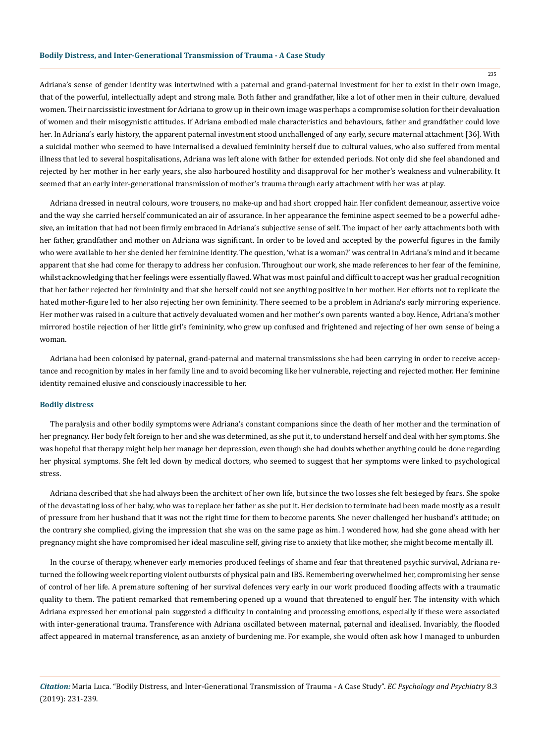Adriana's sense of gender identity was intertwined with a paternal and grand-paternal investment for her to exist in their own image, that of the powerful, intellectually adept and strong male. Both father and grandfather, like a lot of other men in their culture, devalued women. Their narcissistic investment for Adriana to grow up in their own image was perhaps a compromise solution for their devaluation of women and their misogynistic attitudes. If Adriana embodied male characteristics and behaviours, father and grandfather could love her. In Adriana's early history, the apparent paternal investment stood unchallenged of any early, secure maternal attachment [36]. With a suicidal mother who seemed to have internalised a devalued femininity herself due to cultural values, who also suffered from mental illness that led to several hospitalisations, Adriana was left alone with father for extended periods. Not only did she feel abandoned and rejected by her mother in her early years, she also harboured hostility and disapproval for her mother's weakness and vulnerability. It seemed that an early inter-generational transmission of mother's trauma through early attachment with her was at play.

Adriana dressed in neutral colours, wore trousers, no make-up and had short cropped hair. Her confident demeanour, assertive voice and the way she carried herself communicated an air of assurance. In her appearance the feminine aspect seemed to be a powerful adhesive, an imitation that had not been firmly embraced in Adriana's subjective sense of self. The impact of her early attachments both with her father, grandfather and mother on Adriana was significant. In order to be loved and accepted by the powerful figures in the family who were available to her she denied her feminine identity. The question, 'what is a woman?' was central in Adriana's mind and it became apparent that she had come for therapy to address her confusion. Throughout our work, she made references to her fear of the feminine, whilst acknowledging that her feelings were essentially flawed. What was most painful and difficult to accept was her gradual recognition that her father rejected her femininity and that she herself could not see anything positive in her mother. Her efforts not to replicate the hated mother-figure led to her also rejecting her own femininity. There seemed to be a problem in Adriana's early mirroring experience. Her mother was raised in a culture that actively devaluated women and her mother's own parents wanted a boy. Hence, Adriana's mother mirrored hostile rejection of her little girl's femininity, who grew up confused and frightened and rejecting of her own sense of being a woman.

Adriana had been colonised by paternal, grand-paternal and maternal transmissions she had been carrying in order to receive acceptance and recognition by males in her family line and to avoid becoming like her vulnerable, rejecting and rejected mother. Her feminine identity remained elusive and consciously inaccessible to her.

### Bodily distress

The paralysis and other bodily symptoms were Adriana's constant companions since the death of her mother and the termination of her pregnancy. Her body felt foreign to her and she was determined, as she put it, to understand herself and deal with her symptoms. She was hopeful that therapy might help her manage her depression, even though she had doubts whether anything could be done regarding her physical symptoms. She felt led down by medical doctors, who seemed to suggest that her symptoms were linked to psychological stress.

Adriana described that she had always been the architect of her own life, but since the two losses she felt besieged by fears. She spoke of the devastating loss of her baby, who was to replace her father as she put it. Her decision to terminate had been made mostly as a result of pressure from her husband that it was not the right time for them to become parents. She never challenged her husband's attitude; on the contrary she complied, giving the impression that she was on the same page as him. I wondered how, had she gone ahead with her pregnancy might she have compromised her ideal masculine self, giving rise to anxiety that like mother, she might become mentally ill.

In the course of therapy, whenever early memories produced feelings of shame and fear that threatened psychic survival, Adriana returned the following week reporting violent outbursts of physical pain and IBS. Remembering overwhelmed her, compromising her sense of control of her life. A premature softening of her survival defences very early in our work produced flooding affects with a traumatic quality to them. The patient remarked that remembering opened up a wound that threatened to engulf her. The intensity with which Adriana expressed her emotional pain suggested a difficulty in containing and processing emotions, especially if these were associated with inter-generational trauma. Transference with Adriana oscillated between maternal, paternal and idealised. Invariably, the flooded affect appeared in maternal transference, as an anxiety of burdening me. For example, she would often ask how I managed to unburden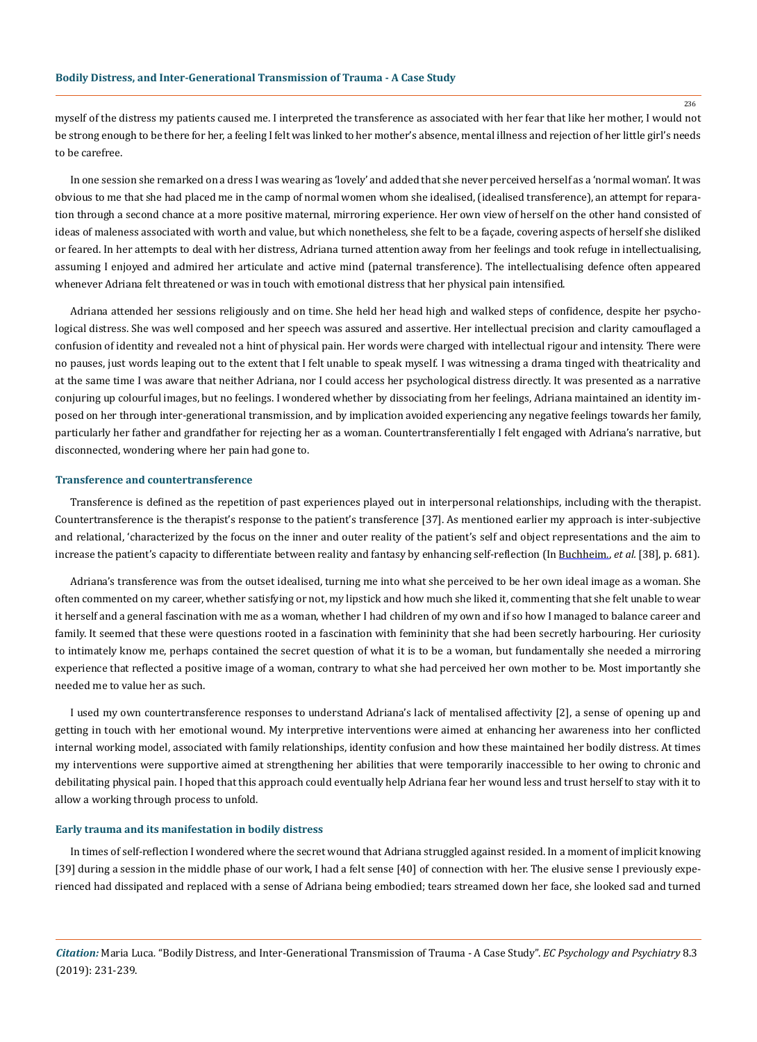myself of the distress my patients caused me. I interpreted the transference as associated with her fear that like her mother, I would not be strong enough to be there for her, a feeling I felt was linked to her mother's absence, mental illness and rejection of her little girl's needs to be carefree.

In one session she remarked on a dress I was wearing as 'lovely' and added that she never perceived herself as a 'normal woman'. It was obvious to me that she had placed me in the camp of normal women whom she idealised, (idealised transference), an attempt for reparation through a second chance at a more positive maternal, mirroring experience. Her own view of herself on the other hand consisted of ideas of maleness associated with worth and value, but which nonetheless, she felt to be a façade, covering aspects of herself she disliked or feared. In her attempts to deal with her distress, Adriana turned attention away from her feelings and took refuge in intellectualising, assuming I enjoyed and admired her articulate and active mind (paternal transference). The intellectualising defence often appeared whenever Adriana felt threatened or was in touch with emotional distress that her physical pain intensified.

Adriana attended her sessions religiously and on time. She held her head high and walked steps of confidence, despite her psychological distress. She was well composed and her speech was assured and assertive. Her intellectual precision and clarity camouflaged a confusion of identity and revealed not a hint of physical pain. Her words were charged with intellectual rigour and intensity. There were no pauses, just words leaping out to the extent that I felt unable to speak myself. I was witnessing a drama tinged with theatricality and at the same time I was aware that neither Adriana, nor I could access her psychological distress directly. It was presented as a narrative conjuring up colourful images, but no feelings. I wondered whether by dissociating from her feelings, Adriana maintained an identity imposed on her through inter-generational transmission, and by implication avoided experiencing any negative feelings towards her family, particularly her father and grandfather for rejecting her as a woman. Countertransferentially I felt engaged with Adriana's narrative, but disconnected, wondering where her pain had gone to.

### Transference and countertransference

Transference is defined as the repetition of past experiences played out in interpersonal relationships, including with the therapist. Countertransference is the therapist's response to the patient's transference [37]. As mentioned earlier my approach is inter-subjective and relational, 'characterized by the focus on the inner and outer reality of the patient's self and object representations and the aim to increase the patient's capacity to differentiate between reality and fantasy by enhancing self-reflection (In Buchheim., *et al*. [38], p. 681).

Adriana's transference was from the outset idealised, turning me into what she perceived to be her own ideal image as a woman. She often commented on my career, whether satisfying or not, my lipstick and how much she liked it, commenting that she felt unable to wear it herself and a general fascination with me as a woman, whether I had children of my own and if so how I managed to balance career and family. It seemed that these were questions rooted in a fascination with femininity that she had been secretly harbouring. Her curiosity to intimately know me, perhaps contained the secret question of what it is to be a woman, but fundamentally she needed a mirroring experience that reflected a positive image of a woman, contrary to what she had perceived her own mother to be. Most importantly she needed me to value her as such.

I used my own countertransference responses to understand Adriana's lack of mentalised affectivity [2], a sense of opening up and getting in touch with her emotional wound. My interpretive interventions were aimed at enhancing her awareness into her conflicted internal working model, associated with family relationships, identity confusion and how these maintained her bodily distress. At times my interventions were supportive aimed at strengthening her abilities that were temporarily inaccessible to her owing to chronic and debilitating physical pain. I hoped that this approach could eventually help Adriana fear her wound less and trust herself to stay with it to allow a working through process to unfold.

### Early trauma and its manifestation in bodily distress

In times of self-reflection I wondered where the secret wound that Adriana struggled against resided. In a moment of implicit knowing [39] during a session in the middle phase of our work, I had a felt sense [40] of connection with her. The elusive sense I previously experienced had dissipated and replaced with a sense of Adriana being embodied; tears streamed down her face, she looked sad and turned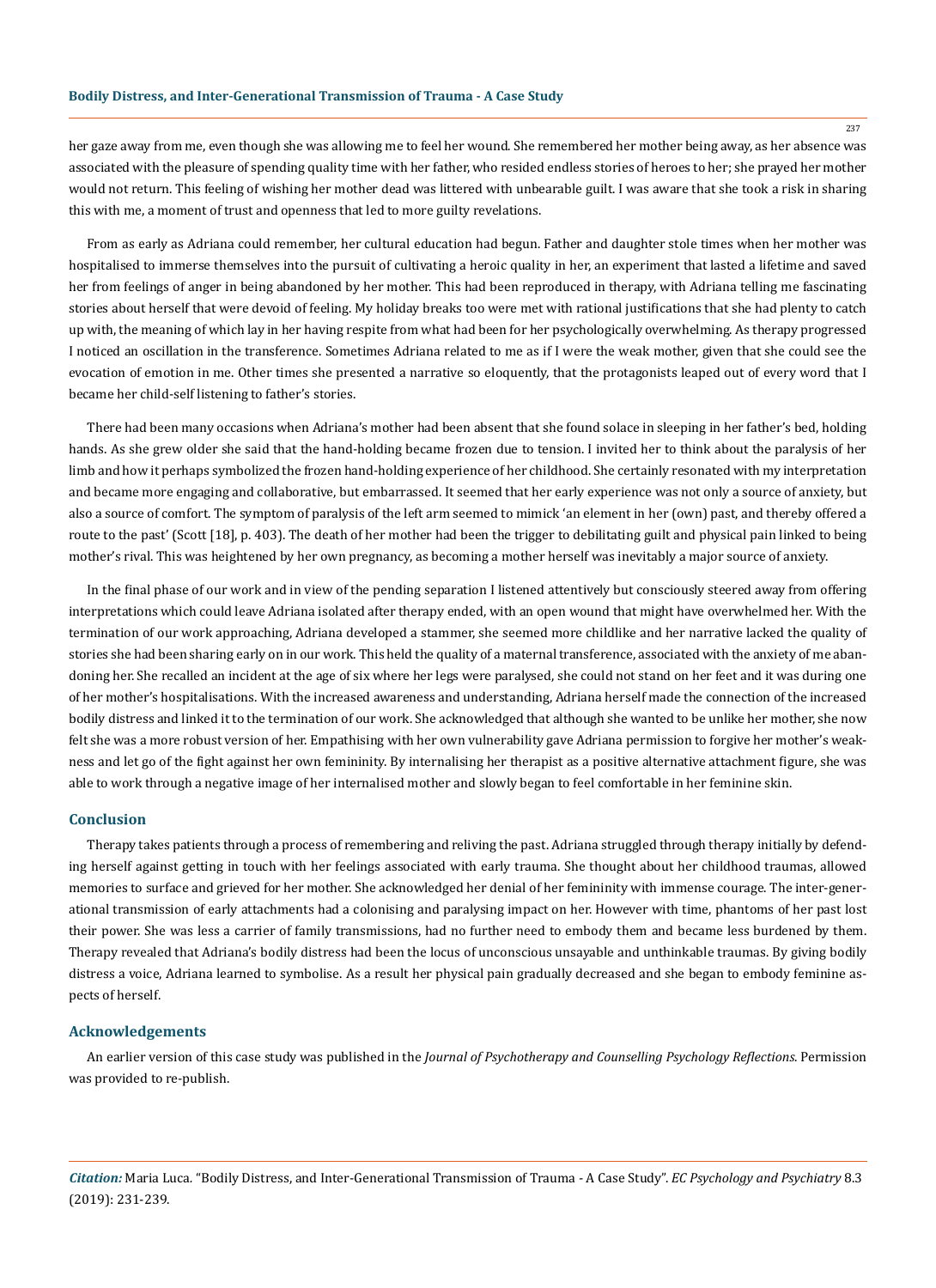her gaze away from me, even though she was allowing me to feel her wound. She remembered her mother being away, as her absence was associated with the pleasure of spending quality time with her father, who resided endless stories of heroes to her; she prayed her mother would not return. This feeling of wishing her mother dead was littered with unbearable guilt. I was aware that she took a risk in sharing this with me, a moment of trust and openness that led to more guilty revelations.

From as early as Adriana could remember, her cultural education had begun. Father and daughter stole times when her mother was hospitalised to immerse themselves into the pursuit of cultivating a heroic quality in her, an experiment that lasted a lifetime and saved her from feelings of anger in being abandoned by her mother. This had been reproduced in therapy, with Adriana telling me fascinating stories about herself that were devoid of feeling. My holiday breaks too were met with rational justifications that she had plenty to catch up with, the meaning of which lay in her having respite from what had been for her psychologically overwhelming. As therapy progressed I noticed an oscillation in the transference. Sometimes Adriana related to me as if I were the weak mother, given that she could see the evocation of emotion in me. Other times she presented a narrative so eloquently, that the protagonists leaped out of every word that I became her child-self listening to father's stories.

There had been many occasions when Adriana's mother had been absent that she found solace in sleeping in her father's bed, holding hands. As she grew older she said that the hand-holding became frozen due to tension. I invited her to think about the paralysis of her limb and how it perhaps symbolized the frozen hand-holding experience of her childhood. She certainly resonated with my interpretation and became more engaging and collaborative, but embarrassed. It seemed that her early experience was not only a source of anxiety, but also a source of comfort. The symptom of paralysis of the left arm seemed to mimick 'an element in her (own) past, and thereby offered a route to the past' (Scott [18], p. 403). The death of her mother had been the trigger to debilitating guilt and physical pain linked to being mother's rival. This was heightened by her own pregnancy, as becoming a mother herself was inevitably a major source of anxiety.

In the final phase of our work and in view of the pending separation I listened attentively but consciously steered away from offering interpretations which could leave Adriana isolated after therapy ended, with an open wound that might have overwhelmed her. With the termination of our work approaching, Adriana developed a stammer, she seemed more childlike and her narrative lacked the quality of stories she had been sharing early on in our work. This held the quality of a maternal transference, associated with the anxiety of me abandoning her. She recalled an incident at the age of six where her legs were paralysed, she could not stand on her feet and it was during one of her mother's hospitalisations. With the increased awareness and understanding, Adriana herself made the connection of the increased bodily distress and linked it to the termination of our work. She acknowledged that although she wanted to be unlike her mother, she now felt she was a more robust version of her. Empathising with her own vulnerability gave Adriana permission to forgive her mother's weakness and let go of the fight against her own femininity. By internalising her therapist as a positive alternative attachment figure, she was able to work through a negative image of her internalised mother and slowly began to feel comfortable in her feminine skin.

## Conclusion

Therapy takes patients through a process of remembering and reliving the past. Adriana struggled through therapy initially by defending herself against getting in touch with her feelings associated with early trauma. She thought about her childhood traumas, allowed memories to surface and grieved for her mother. She acknowledged her denial of her femininity with immense courage. The inter-generational transmission of early attachments had a colonising and paralysing impact on her. However with time, phantoms of her past lost their power. She was less a carrier of family transmissions, had no further need to embody them and became less burdened by them. Therapy revealed that Adriana's bodily distress had been the locus of unconscious unsayable and unthinkable traumas. By giving bodily distress a voice, Adriana learned to symbolise. As a result her physical pain gradually decreased and she began to embody feminine aspects of herself.

## Acknowledgements

An earlier version of this case study was published in the *Journal of Psychotherapy and Counselling Psychology Reflections*. Permission was provided to re-publish.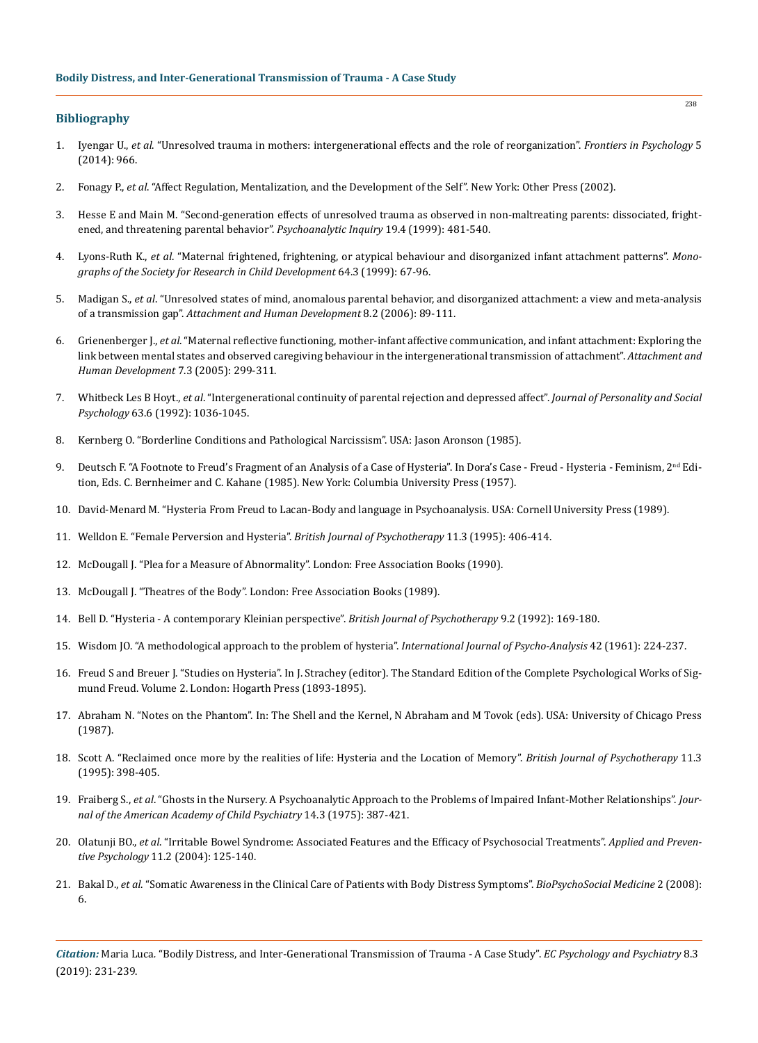## Bibliography

1. Iyengar U., *et al.* "Unresolved trauma in mothers: intergenerational effects and the role of reorganization". *Frontiers in Psychology* 5 (2014): 966.

2. Fonagy P., *et al.* "Affect Regulation, Mentalization, and the Development of the Self". New York: Other Press (2002).

3. Hesse E and Main M. "Second-generation effects of unresolved trauma as observed in non-maltreating parents: dissociated, frightened, and threatening parental behavior". *Psychoanalytic Inquiry* 19.4 (1999): 481-540.

4. Lyons-Ruth K., *et al.* "Maternal frightened, frightening, or atypical behaviour and disorganized infant attachment patterns". *Monographs of the Society for Research in Child Development* 64.3 (1999): 67-96.

5. Madigan S., *et al.* "Unresolved states of mind, anomalous parental behavior, and disorganized attachment: a view and meta-analysis of a transmission gap". *Attachment and Human Development* 8.2 (2006): 89-111.

6. Grienenberger J., *et al.* "Maternal reflective functioning, mother-infant affective communication, and infant attachment: Exploring the link between mental states and observed caregiving behaviour in the intergenerational transmission of attachment". *Attachment and Human Development* 7.3 (2005): 299-311.

7. Whitbeck Les B Hoyt., *et al.* "Intergenerational continuity of parental rejection and depressed affect". *Journal of Personality and Social Psychology* 63.6 (1992): 1036-1045.

8. Kernberg O. "Borderline Conditions and Pathological Narcissism". USA: Jason Aronson (1985).

9. Deutsch F. "A Footnote to Freud's Fragment of an Analysis of a Case of Hysteria". In Dora's Case - Freud - Hysteria - Feminism, 2nd Edition, Eds. C. Bernheimer and C. Kahane (1985). New York: Columbia University Press (1957).

10. David-Menard M. "Hysteria From Freud to Lacan-Body and language in Psychoanalysis. USA: Cornell University Press (1989).

11. Welldon E. "Female Perversion and Hysteria". *British Journal of Psychotherapy* 11.3 (1995): 406-414.

12. McDougall J. "Plea for a Measure of Abnormality". London: Free Association Books (1990).

13. McDougall J. "Theatres of the Body". London: Free Association Books (1989).

14. Bell D. "Hysteria - A contemporary Kleinian perspective". *British Journal of Psychotherapy* 9.2 (1992): 169-180.

15. Wisdom JO. "A methodological approach to the problem of hysteria". *International Journal of Psycho-Analysis* 42 (1961): 224-237.

16. Freud S and Breuer J. "Studies on Hysteria". In J. Strachey (editor). The Standard Edition of the Complete Psychological Works of Sigmund Freud. Volume 2. London: Hogarth Press (1893-1895).

17. Abraham N. "Notes on the Phantom". In: The Shell and the Kernel, N Abraham and M Tovok (eds). USA: University of Chicago Press (1987).

18. Scott A. "Reclaimed once more by the realities of life: Hysteria and the Location of Memory". *British Journal of Psychotherapy* 11.3 (1995): 398-405.

19. Fraiberg S., *et al.* "Ghosts in the Nursery. A Psychoanalytic Approach to the Problems of Impaired Infant-Mother Relationships". *Journal of the American Academy of Child Psychiatry* 14.3 (1975): 387-421.

20. Olatunji BO., *et al.* "Irritable Bowel Syndrome: Associated Features and the Efficacy of Psychosocial Treatments". *Applied and Preventive Psychology* 11.2 (2004): 125-140.

21. Bakal D., *et al.* "Somatic Awareness in the Clinical Care of Patients with Body Distress Symptoms". *BioPsychoSocial Medicine* 2 (2008): 6.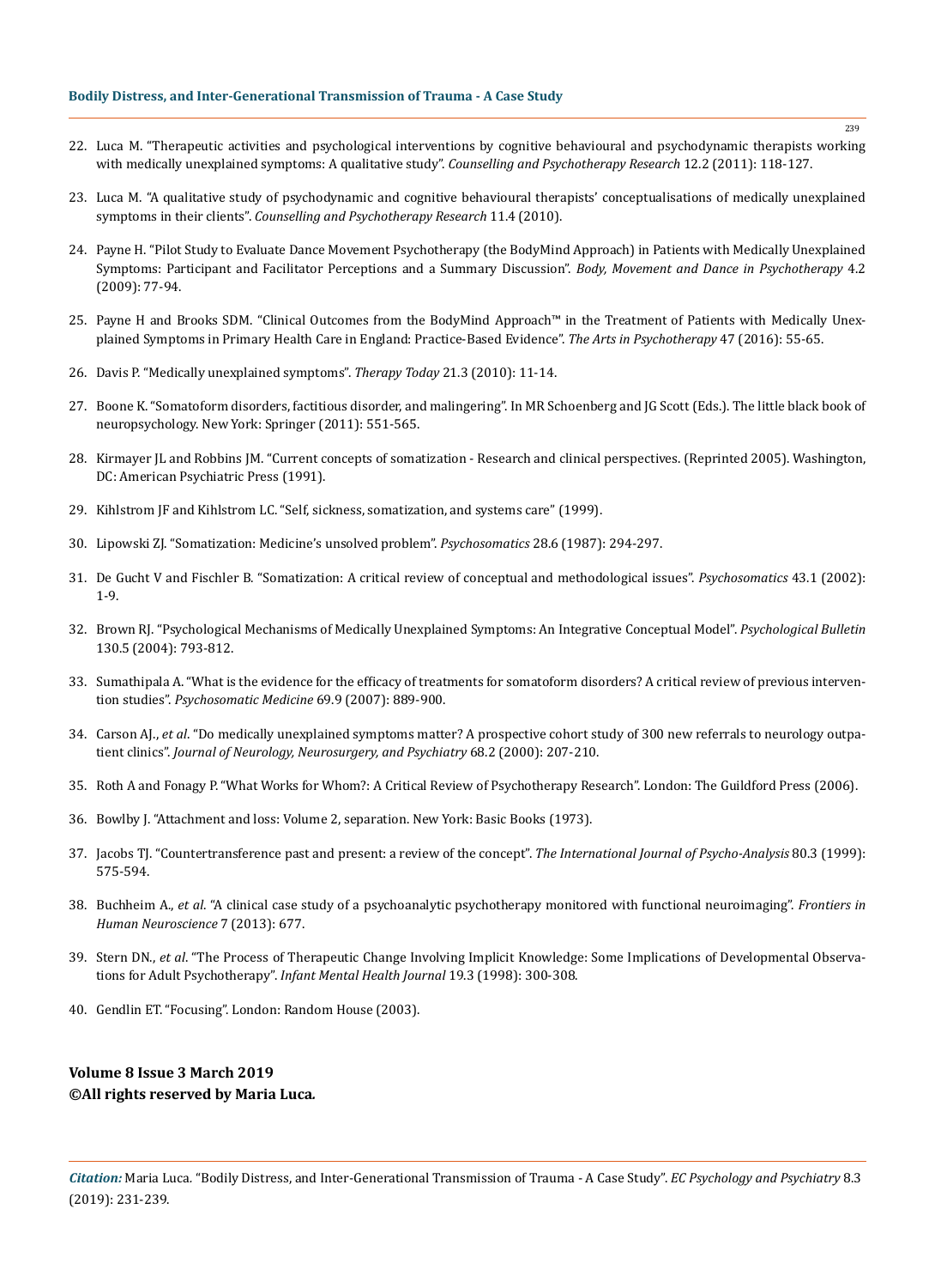22. Luca M. "Therapeutic activities and psychological interventions by cognitive behavioural and psychodynamic therapists working with medically unexplained symptoms: A qualitative study". *Counselling and Psychotherapy Research* 12.2 (2011): 118-127.

23. Luca M. "A qualitative study of psychodynamic and cognitive behavioural therapists' conceptualisations of medically unexplained symptoms in their clients". *Counselling and Psychotherapy Research* 11.4 (2010).

24. Payne H. "Pilot Study to Evaluate Dance Movement Psychotherapy (the BodyMind Approach) in Patients with Medically Unexplained Symptoms: Participant and Facilitator Perceptions and a Summary Discussion". *Body, Movement and Dance in Psychotherapy* 4.2 (2009): 77-94.

25. Payne H and Brooks SDM. "Clinical Outcomes from the BodyMind Approach™ in the Treatment of Patients with Medically Unexplained Symptoms in Primary Health Care in England: Practice-Based Evidence". *The Arts in Psychotherapy* 47 (2016): 55-65.

26. Davis P. "Medically unexplained symptoms". *Therapy Today* 21.3 (2010): 11-14.

27. Boone K. "Somatoform disorders, factitious disorder, and malingering". In MR Schoenberg and JG Scott (Eds.). The little black book of neuropsychology. New York: Springer (2011): 551-565.

28. Kirmayer JL and Robbins JM. "Current concepts of somatization - Research and clinical perspectives. (Reprinted 2005). Washington, DC: American Psychiatric Press (1991).

29. Kihlstrom JF and Kihlstrom LC. "Self, sickness, somatization, and systems care" (1999).

30. Lipowski ZJ. "Somatization: Medicine's unsolved problem". *Psychosomatics* 28.6 (1987): 294-297.

31. De Gucht V and Fischler B. "Somatization: A critical review of conceptual and methodological issues". *Psychosomatics* 43.1 (2002): 1-9.

32. Brown RJ. "Psychological Mechanisms of Medically Unexplained Symptoms: An Integrative Conceptual Model". *Psychological Bulletin* 130.5 (2004): 793-812.

33. Sumathipala A. "What is the evidence for the efficacy of treatments for somatoform disorders? A critical review of previous intervention studies". *Psychosomatic Medicine* 69.9 (2007): 889-900.

34. Carson AJ., *et al*. "Do medically unexplained symptoms matter? A prospective cohort study of 300 new referrals to neurology outpatient clinics". *Journal of Neurology, Neurosurgery, and Psychiatry* 68.2 (2000): 207-210.

35. Roth A and Fonagy P. "What Works for Whom?: A Critical Review of Psychotherapy Research". London: The Guildford Press (2006).

36. Bowlby J. "Attachment and loss: Volume 2, separation. New York: Basic Books (1973).

37. Jacobs TJ. "Countertransference past and present: a review of the concept". *The International Journal of Psycho-Analysis* 80.3 (1999): 575-594.

38. Buchheim A., *et al*. "A clinical case study of a psychoanalytic psychotherapy monitored with functional neuroimaging". *Frontiers in Human Neuroscience* 7 (2013): 677.

39. Stern DN., *et al*. "The Process of Therapeutic Change Involving Implicit Knowledge: Some Implications of Developmental Observations for Adult Psychotherapy". *Infant Mental Health Journal* 19.3 (1998): 300-308.

40. Gendlin ET. "Focusing". London: Random House (2003).

**Volume 8 Issue 3 March 2019**
**©All rights reserved by Maria Luca.**